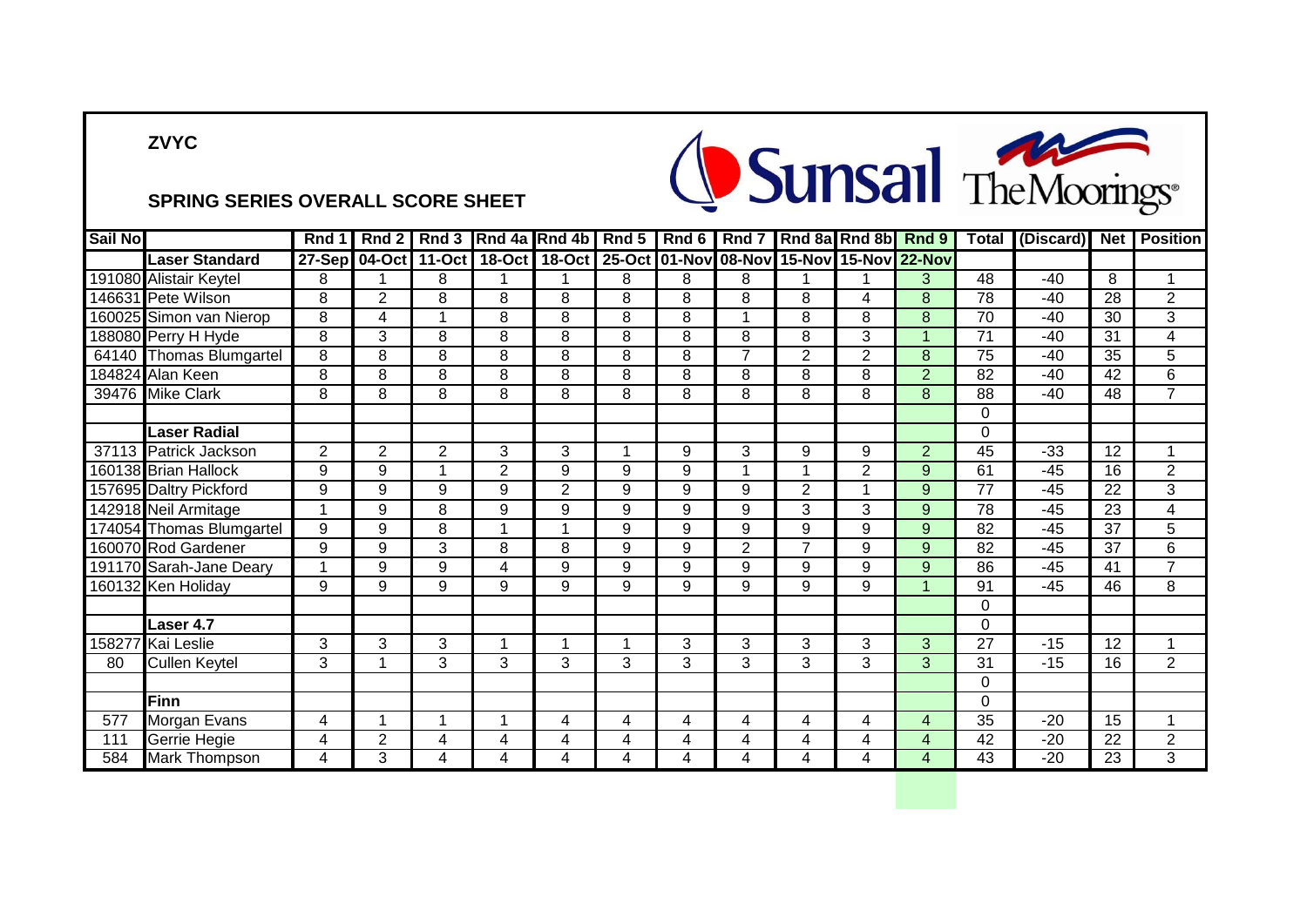**ZVYC**

**SPRING SERIES OVERALL SCORE SHEET**

Sunsail The Moorings

| Sail No | | Rnd 1 | Rnd 2 | Rnd 3 | Rnd 4a | Rnd 4b | Rnd 5 | Rnd 6 | Rnd 7 | Rnd 8a | Rnd 8b | Rnd 9 | Total | (Discard) | Net | Position |
|---|---|---|---|---|---|---|---|---|---|---|---|---|---|---|---|---|
| | **Laser Standard** | 27-Sep | 04-Oct | 11-Oct | 18-Oct | 18-Oct | 25-Oct | 01-Nov | 08-Nov | 15-Nov | 15-Nov | 22-Nov | | | | |
| 191080 | Alistair Keytel | 8 | 1 | 8 | 1 | 1 | 8 | 8 | 8 | 1 | 1 | 3 | 48 | -40 | 8 | 1 |
| 146631 | Pete Wilson | 8 | 2 | 8 | 8 | 8 | 8 | 8 | 8 | 8 | 4 | 8 | 78 | -40 | 28 | 2 |
| 160025 | Simon van Nierop | 8 | 4 | 1 | 8 | 8 | 8 | 8 | 1 | 8 | 8 | 8 | 70 | -40 | 30 | 3 |
| 188080 | Perry H Hyde | 8 | 3 | 8 | 8 | 8 | 8 | 8 | 8 | 8 | 3 | 1 | 71 | -40 | 31 | 4 |
| 64140 | Thomas Blumgartel | 8 | 8 | 8 | 8 | 8 | 8 | 8 | 7 | 2 | 2 | 8 | 75 | -40 | 35 | 5 |
| 184824 | Alan Keen | 8 | 8 | 8 | 8 | 8 | 8 | 8 | 8 | 8 | 8 | 2 | 82 | -40 | 42 | 6 |
| 39476 | Mike Clark | 8 | 8 | 8 | 8 | 8 | 8 | 8 | 8 | 8 | 8 | 8 | 88 | -40 | 48 | 7 |
| | | | | | | | | | | | | | 0 | | | |
| | **Laser Radial** | | | | | | | | | | | | 0 | | | |
| 37113 | Patrick Jackson | 2 | 2 | 2 | 3 | 3 | 1 | 9 | 3 | 9 | 9 | 2 | 45 | -33 | 12 | 1 |
| 160138 | Brian Hallock | 9 | 9 | 1 | 2 | 9 | 9 | 9 | 1 | 1 | 2 | 9 | 61 | -45 | 16 | 2 |
| 157695 | Daltry Pickford | 9 | 9 | 9 | 9 | 2 | 9 | 9 | 9 | 2 | 1 | 9 | 77 | -45 | 22 | 3 |
| 142918 | Neil Armitage | 1 | 9 | 8 | 9 | 9 | 9 | 9 | 9 | 3 | 3 | 9 | 78 | -45 | 23 | 4 |
| 174054 | Thomas Blumgartel | 9 | 9 | 8 | 1 | 1 | 9 | 9 | 9 | 9 | 9 | 9 | 82 | -45 | 37 | 5 |
| 160070 | Rod Gardener | 9 | 9 | 3 | 8 | 8 | 9 | 9 | 2 | 7 | 9 | 9 | 82 | -45 | 37 | 6 |
| 191170 | Sarah-Jane Deary | 1 | 9 | 9 | 4 | 9 | 9 | 9 | 9 | 9 | 9 | 9 | 86 | -45 | 41 | 7 |
| 160132 | Ken Holiday | 9 | 9 | 9 | 9 | 9 | 9 | 9 | 9 | 9 | 9 | 1 | 91 | -45 | 46 | 8 |
| | | | | | | | | | | | | | 0 | | | |
| | **Laser 4.7** | | | | | | | | | | | | 0 | | | |
| 158277 | Kai Leslie | 3 | 3 | 3 | 1 | 1 | 1 | 3 | 3 | 3 | 3 | 3 | 27 | -15 | 12 | 1 |
| 80 | Cullen Keytel | 3 | 1 | 3 | 3 | 3 | 3 | 3 | 3 | 3 | 3 | 3 | 31 | -15 | 16 | 2 |
| | | | | | | | | | | | | | 0 | | | |
| | **Finn** | | | | | | | | | | | | 0 | | | |
| 577 | Morgan Evans | 4 | 1 | 1 | 1 | 4 | 4 | 4 | 4 | 4 | 4 | 4 | 35 | -20 | 15 | 1 |
| 111 | Gerrie Hegie | 4 | 2 | 4 | 4 | 4 | 4 | 4 | 4 | 4 | 4 | 4 | 42 | -20 | 22 | 2 |
| 584 | Mark Thompson | 4 | 3 | 4 | 4 | 4 | 4 | 4 | 4 | 4 | 4 | 4 | 43 | -20 | 23 | 3 |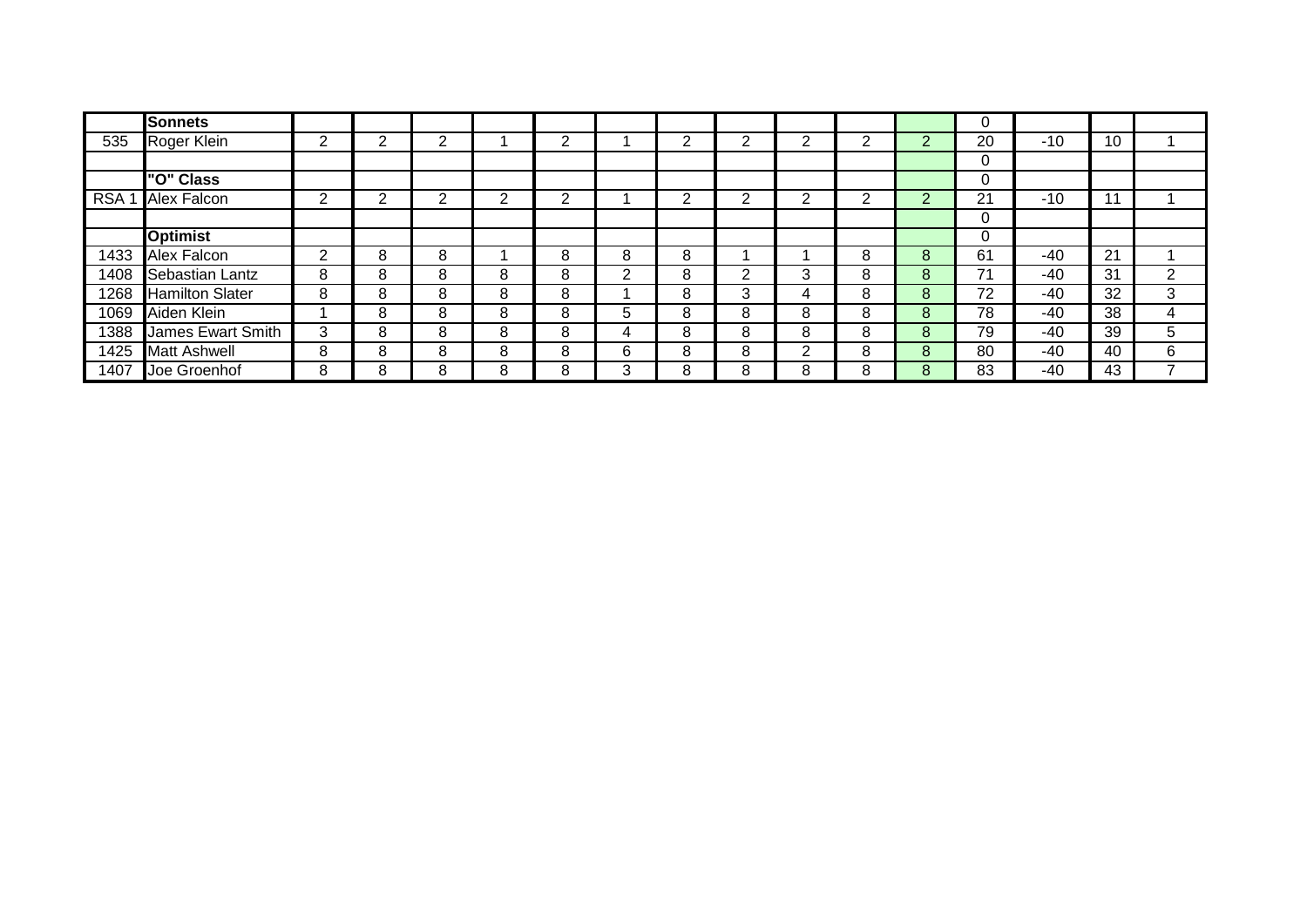| | | | | | | | | | | | | | | | | |
|---|---|---|---|---|---|---|---|---|---|---|---|---|---|---|---|---|
| | **Sonnets** | | | | | | | | | | | | 0 | | | |
| 535 | Roger Klein | 2 | 2 | 2 | 1 | 2 | 1 | 2 | 2 | 2 | 2 | 2 | 20 | -10 | 10 | 1 |
| | | | | | | | | | | | | | 0 | | | |
| | **"O" Class** | | | | | | | | | | | | 0 | | | |
| RSA 1 | Alex Falcon | 2 | 2 | 2 | 2 | 2 | 1 | 2 | 2 | 2 | 2 | 2 | 21 | -10 | 11 | 1 |
| | | | | | | | | | | | | | 0 | | | |
| | **Optimist** | | | | | | | | | | | | 0 | | | |
| 1433 | Alex Falcon | 2 | 8 | 8 | 1 | 8 | 8 | 8 | 1 | 1 | 8 | 8 | 61 | -40 | 21 | 1 |
| 1408 | Sebastian Lantz | 8 | 8 | 8 | 8 | 8 | 2 | 8 | 2 | 3 | 8 | 8 | 71 | -40 | 31 | 2 |
| 1268 | Hamilton Slater | 8 | 8 | 8 | 8 | 8 | 1 | 8 | 3 | 4 | 8 | 8 | 72 | -40 | 32 | 3 |
| 1069 | Aiden Klein | 1 | 8 | 8 | 8 | 8 | 5 | 8 | 8 | 8 | 8 | 8 | 78 | -40 | 38 | 4 |
| 1388 | James Ewart Smith | 3 | 8 | 8 | 8 | 8 | 4 | 8 | 8 | 8 | 8 | 8 | 79 | -40 | 39 | 5 |
| 1425 | Matt Ashwell | 8 | 8 | 8 | 8 | 8 | 6 | 8 | 8 | 2 | 8 | 8 | 80 | -40 | 40 | 6 |
| 1407 | Joe Groenhof | 8 | 8 | 8 | 8 | 8 | 3 | 8 | 8 | 8 | 8 | 8 | 83 | -40 | 43 | 7 |